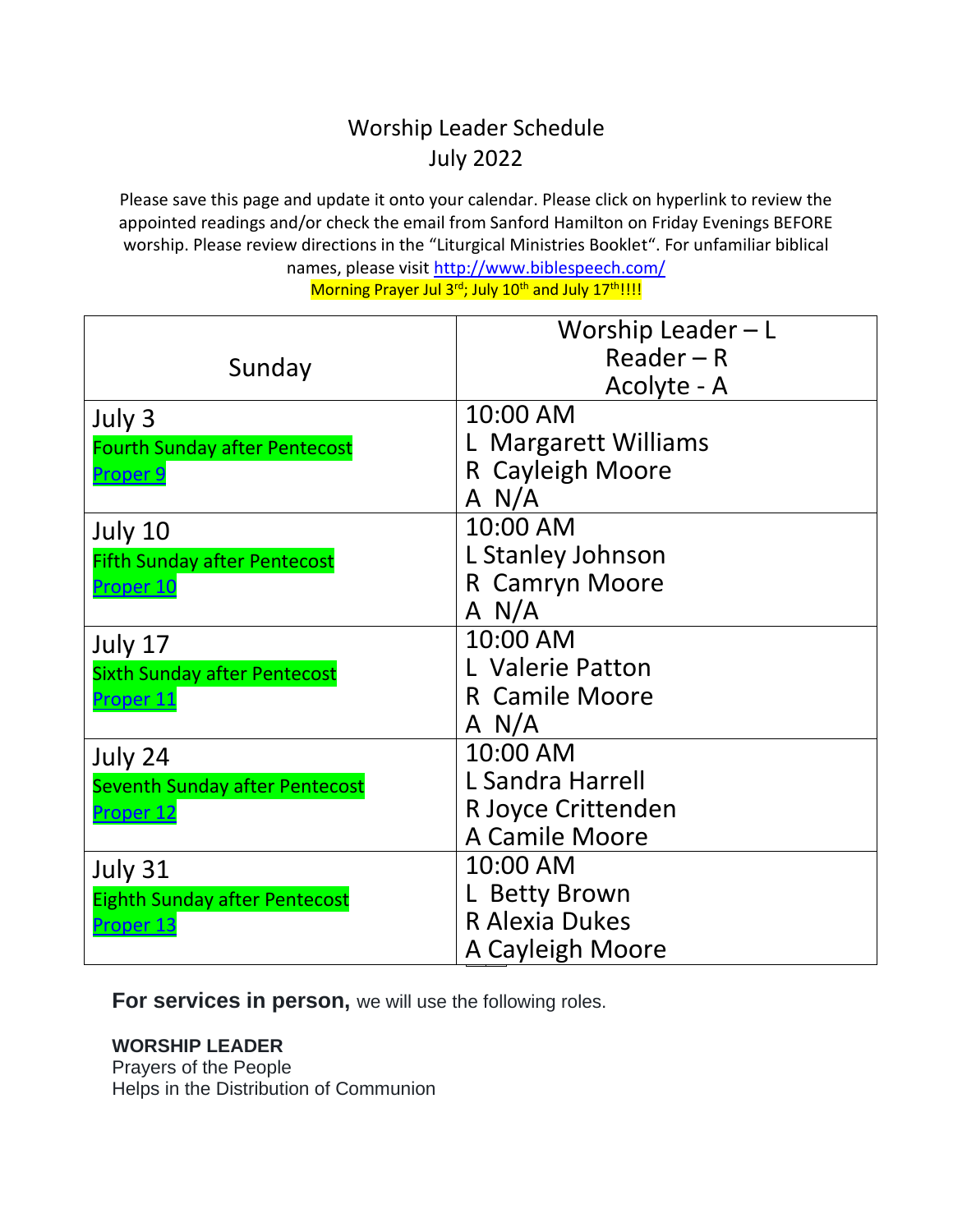# Worship Leader Schedule
## July 2022

Please save this page and update it onto your calendar. Please click on hyperlink to review the appointed readings and/or check the email from Sanford Hamilton on Friday Evenings BEFORE worship. Please review directions in the "Liturgical Ministries Booklet". For unfamiliar biblical names, please visit http://www.biblespeech.com/

Morning Prayer Jul 3rd; July 10th and July 17th!!!!

| Sunday | Worship Leader – L<br>Reader – R<br>Acolyte - A |
|---|---|
| July 3<br>Fourth Sunday after Pentecost<br>Proper 9 | 10:00 AM<br>L Margarett Williams<br>R Cayleigh Moore<br>A N/A |
| July 10<br>Fifth Sunday after Pentecost<br>Proper 10 | 10:00 AM<br>L Stanley Johnson<br>R Camryn Moore<br>A N/A |
| July 17<br>Sixth Sunday after Pentecost<br>Proper 11 | 10:00 AM<br>L Valerie Patton<br>R Camile Moore<br>A N/A |
| July 24<br>Seventh Sunday after Pentecost<br>Proper 12 | 10:00 AM<br>L Sandra Harrell<br>R Joyce Crittenden<br>A Camile Moore |
| July 31<br>Eighth Sunday after Pentecost<br>Proper 13 | 10:00 AM<br>L Betty Brown<br>R Alexia Dukes<br>A Cayleigh Moore |

**For services in person,** we will use the following roles.

**WORSHIP LEADER**
Prayers of the People
Helps in the Distribution of Communion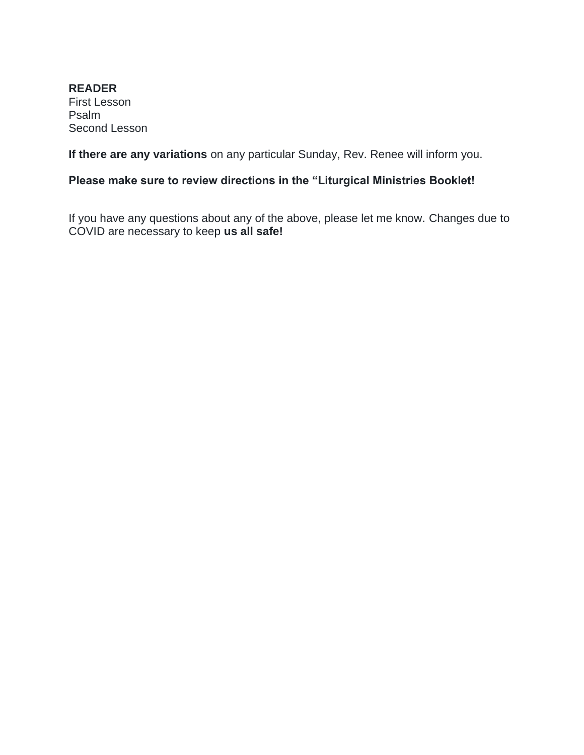**READER**
First Lesson
Psalm
Second Lesson

**If there are any variations** on any particular Sunday, Rev. Renee will inform you.

**Please make sure to review directions in the "Liturgical Ministries Booklet!**

If you have any questions about any of the above, please let me know. Changes due to COVID are necessary to keep **us all safe!**